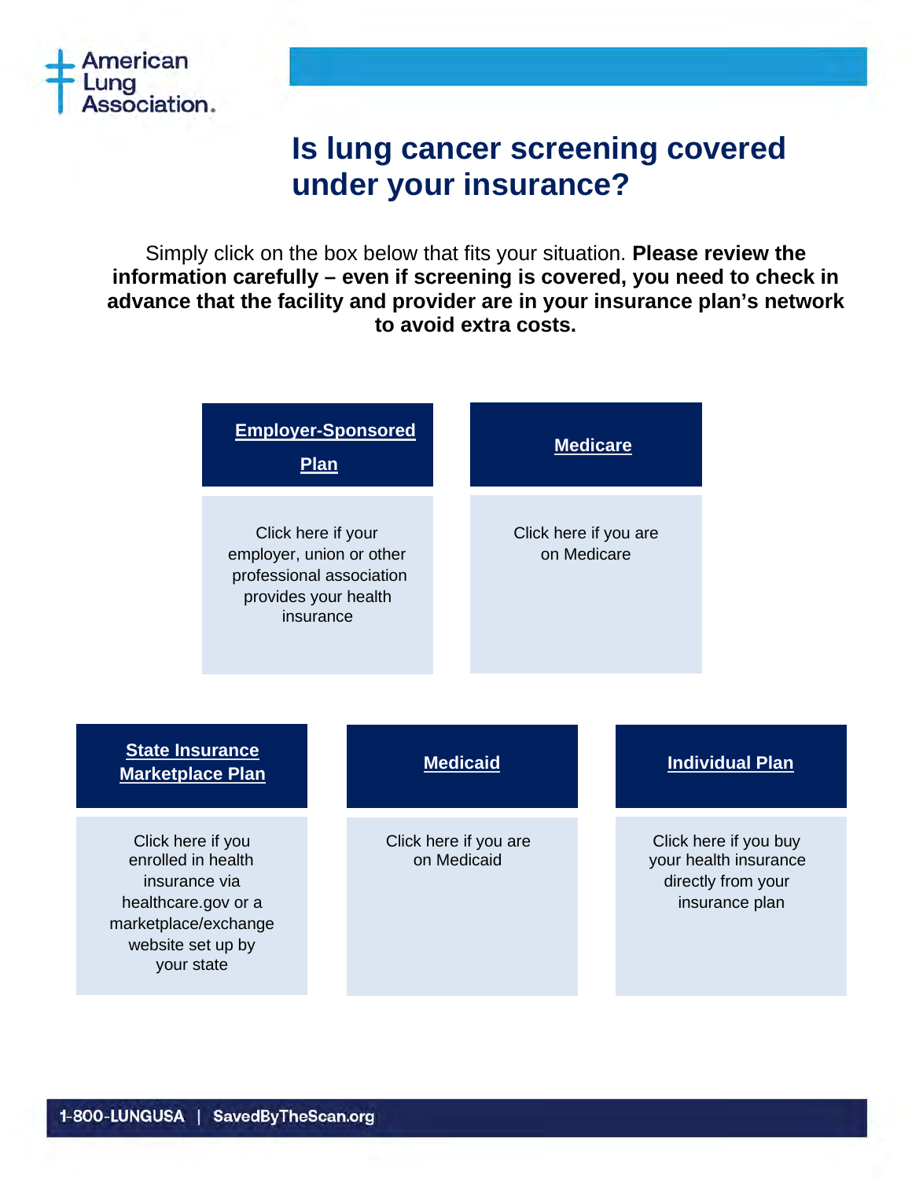American Lung Association.

# Is lung cancer screening covered under your insurance?

Simply click on the box below that fits your situation. **Please review the information carefully – even if screening is covered, you need to check in advance that the facility and provider are in your insurance plan's network to avoid extra costs.**

### Employer-Sponsored Plan

Click here if your employer, union or other professional association provides your health insurance

### Medicare

Click here if you are on Medicare

### State Insurance Marketplace Plan

Click here if you enrolled in health insurance via healthcare.gov or a marketplace/exchange website set up by your state

### Medicaid

Click here if you are on Medicaid

### Individual Plan

Click here if you buy your health insurance directly from your insurance plan

1-800-LUNGUSA | SavedByTheScan.org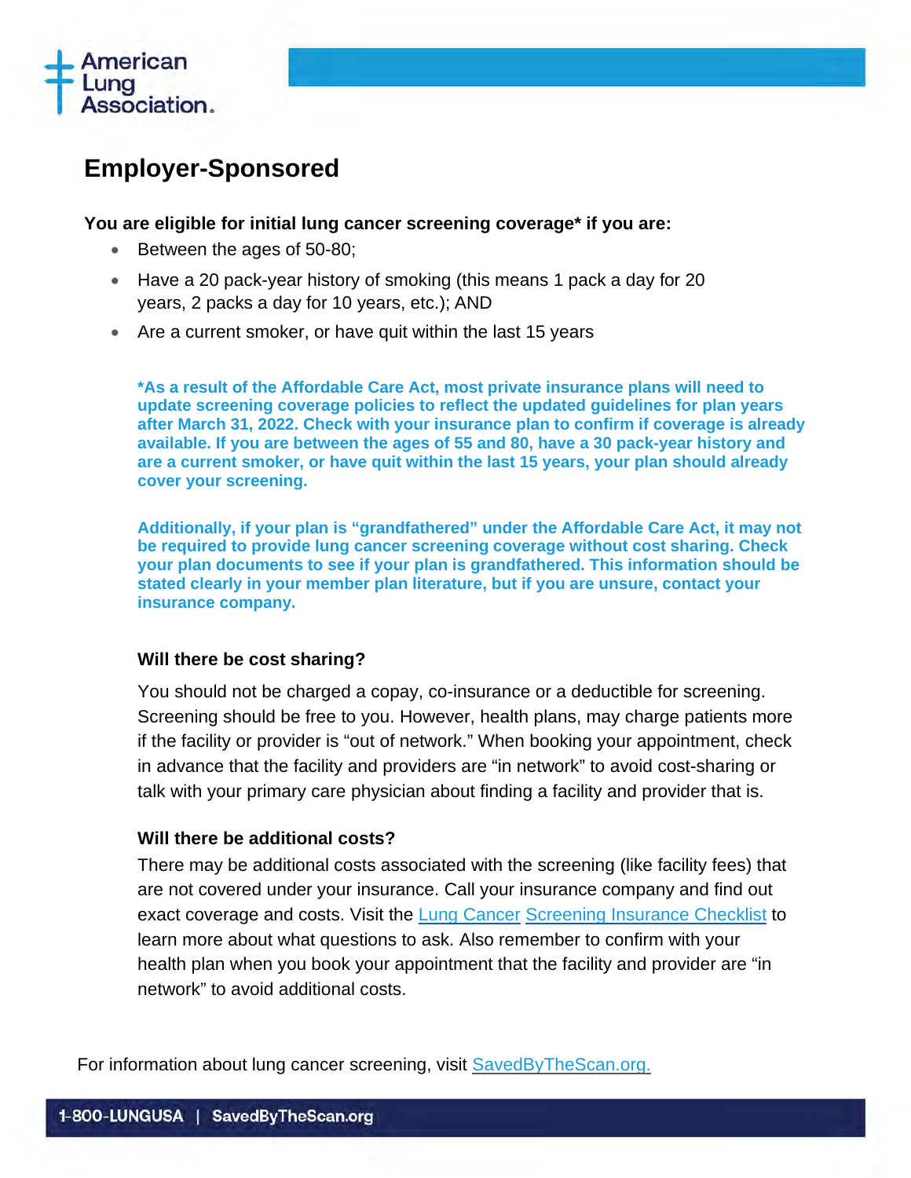# Employer-Sponsored

**You are eligible for initial lung cancer screening coverage* if you are:**

- Between the ages of 50-80;
- Have a 20 pack-year history of smoking (this means 1 pack a day for 20 years, 2 packs a day for 10 years, etc.); AND
- Are a current smoker, or have quit within the last 15 years

**\*As a result of the Affordable Care Act, most private insurance plans will need to update screening coverage policies to reflect the updated guidelines for plan years after March 31, 2022. Check with your insurance plan to confirm if coverage is already available. If you are between the ages of 55 and 80, have a 30 pack-year history and are a current smoker, or have quit within the last 15 years, your plan should already cover your screening.**

**Additionally, if your plan is "grandfathered" under the Affordable Care Act, it may not be required to provide lung cancer screening coverage without cost sharing. Check your plan documents to see if your plan is grandfathered. This information should be stated clearly in your member plan literature, but if you are unsure, contact your insurance company.**

### Will there be cost sharing?

You should not be charged a copay, co-insurance or a deductible for screening. Screening should be free to you. However, health plans, may charge patients more if the facility or provider is "out of network." When booking your appointment, check in advance that the facility and providers are "in network" to avoid cost-sharing or talk with your primary care physician about finding a facility and provider that is.

### Will there be additional costs?

There may be additional costs associated with the screening (like facility fees) that are not covered under your insurance. Call your insurance company and find out exact coverage and costs. Visit the Lung Cancer Screening Insurance Checklist to learn more about what questions to ask. Also remember to confirm with your health plan when you book your appointment that the facility and provider are "in network" to avoid additional costs.

For information about lung cancer screening, visit SavedByTheScan.org.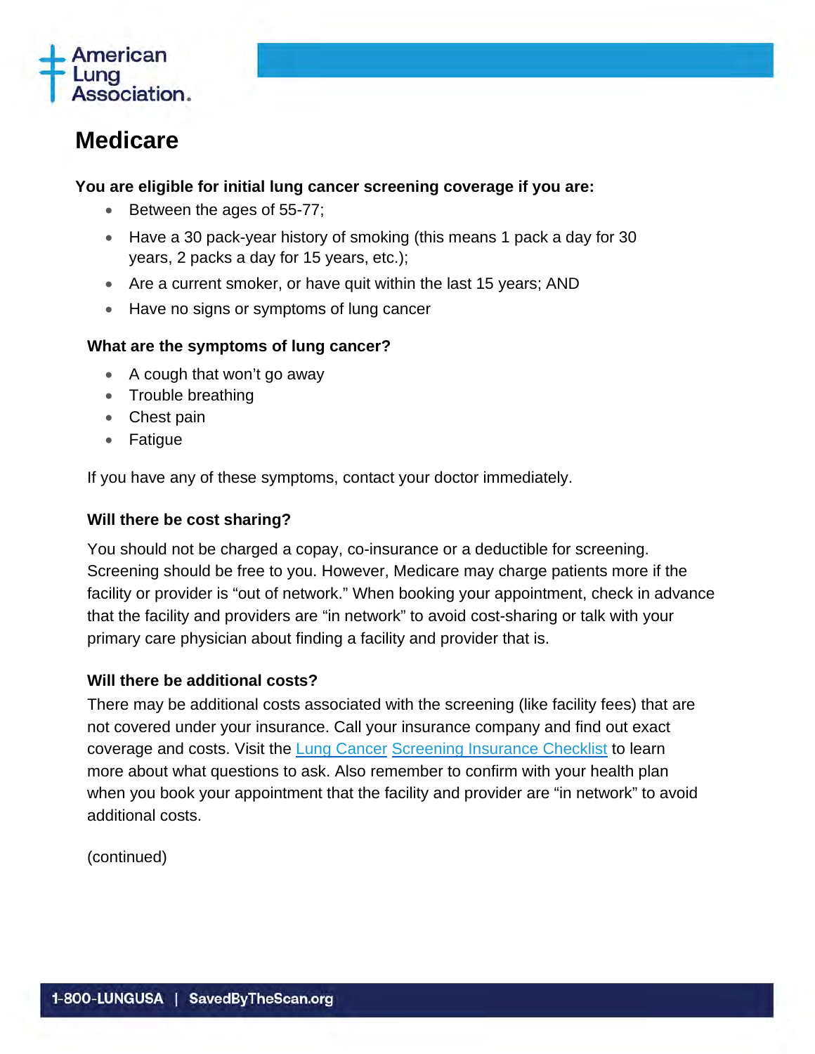# Medicare

**You are eligible for initial lung cancer screening coverage if you are:**

- Between the ages of 55-77;
- Have a 30 pack-year history of smoking (this means 1 pack a day for 30 years, 2 packs a day for 15 years, etc.);
- Are a current smoker, or have quit within the last 15 years; AND
- Have no signs or symptoms of lung cancer

**What are the symptoms of lung cancer?**

- A cough that won't go away
- Trouble breathing
- Chest pain
- Fatigue

If you have any of these symptoms, contact your doctor immediately.

**Will there be cost sharing?**

You should not be charged a copay, co-insurance or a deductible for screening. Screening should be free to you. However, Medicare may charge patients more if the facility or provider is "out of network." When booking your appointment, check in advance that the facility and providers are "in network" to avoid cost-sharing or talk with your primary care physician about finding a facility and provider that is.

**Will there be additional costs?**

There may be additional costs associated with the screening (like facility fees) that are not covered under your insurance. Call your insurance company and find out exact coverage and costs. Visit the Lung Cancer Screening Insurance Checklist to learn more about what questions to ask. Also remember to confirm with your health plan when you book your appointment that the facility and provider are "in network" to avoid additional costs.

(continued)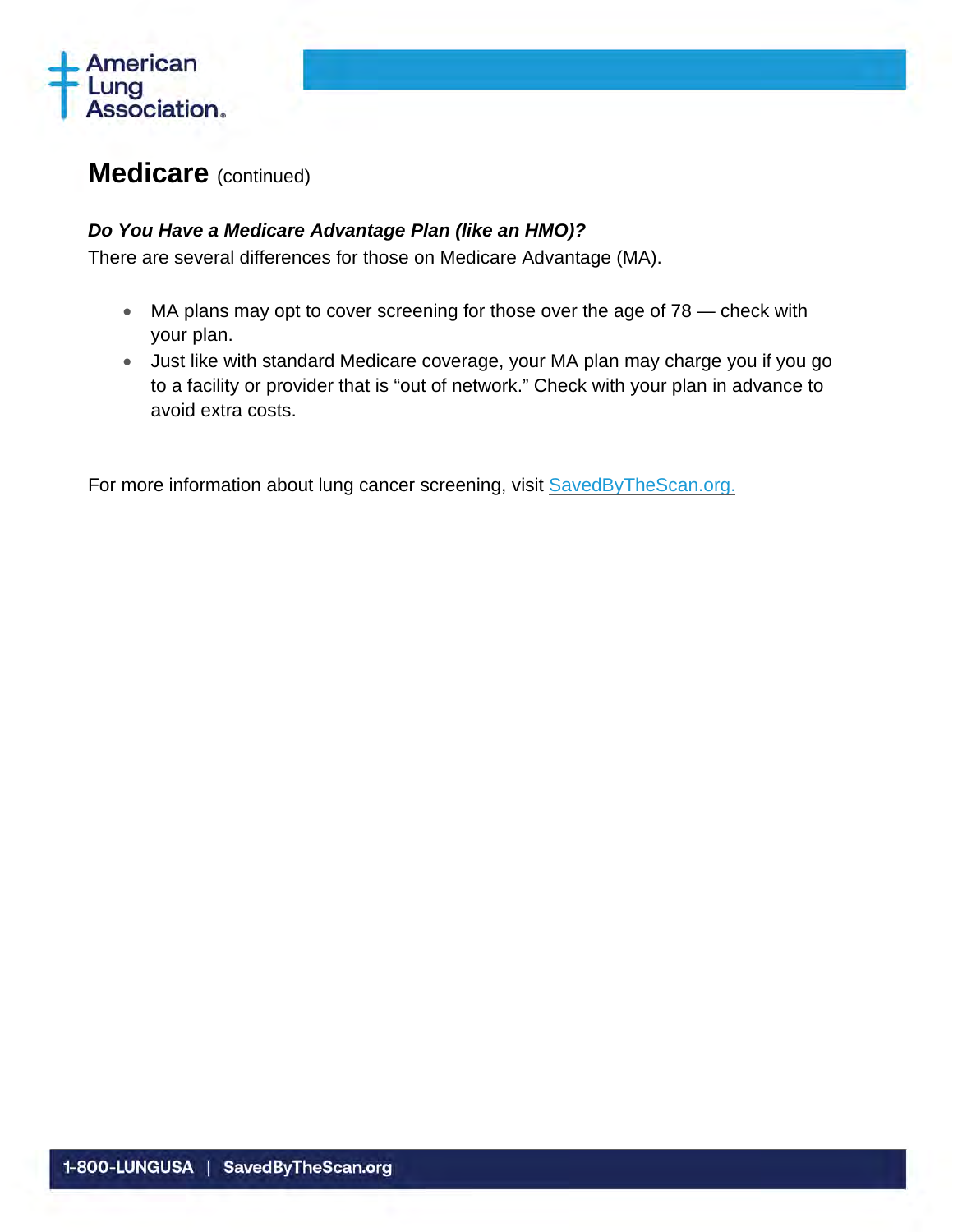## Medicare (continued)

***Do You Have a Medicare Advantage Plan (like an HMO)?***

There are several differences for those on Medicare Advantage (MA).

- MA plans may opt to cover screening for those over the age of 78 — check with your plan.
- Just like with standard Medicare coverage, your MA plan may charge you if you go to a facility or provider that is “out of network.” Check with your plan in advance to avoid extra costs.

For more information about lung cancer screening, visit [SavedByTheScan.org.](https://SavedByTheScan.org)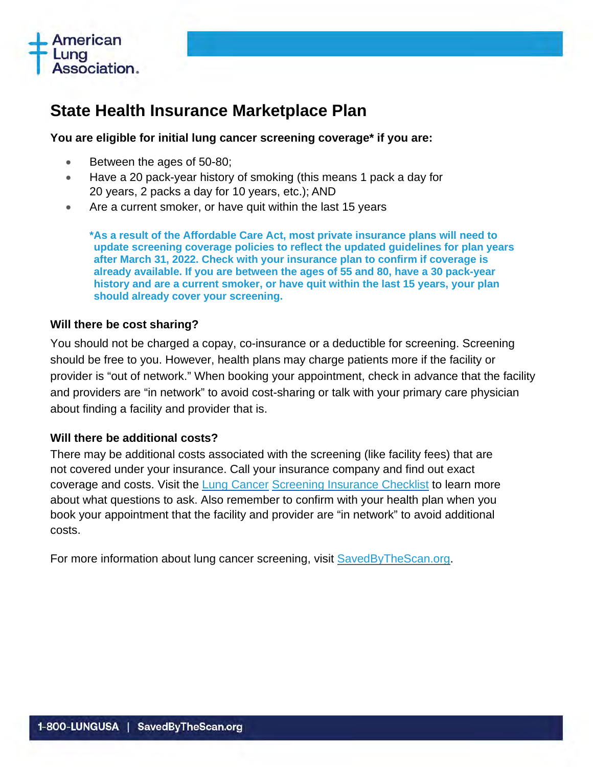# State Health Insurance Marketplace Plan

**You are eligible for initial lung cancer screening coverage* if you are:**

- Between the ages of 50-80;
- Have a 20 pack-year history of smoking (this means 1 pack a day for 20 years, 2 packs a day for 10 years, etc.); AND
- Are a current smoker, or have quit within the last 15 years

**\*As a result of the Affordable Care Act, most private insurance plans will need to update screening coverage policies to reflect the updated guidelines for plan years after March 31, 2022. Check with your insurance plan to confirm if coverage is already available. If you are between the ages of 55 and 80, have a 30 pack-year history and are a current smoker, or have quit within the last 15 years, your plan should already cover your screening.**

### Will there be cost sharing?

You should not be charged a copay, co-insurance or a deductible for screening. Screening should be free to you. However, health plans may charge patients more if the facility or provider is "out of network." When booking your appointment, check in advance that the facility and providers are "in network" to avoid cost-sharing or talk with your primary care physician about finding a facility and provider that is.

### Will there be additional costs?

There may be additional costs associated with the screening (like facility fees) that are not covered under your insurance. Call your insurance company and find out exact coverage and costs. Visit the Lung Cancer Screening Insurance Checklist to learn more about what questions to ask. Also remember to confirm with your health plan when you book your appointment that the facility and provider are "in network" to avoid additional costs.

For more information about lung cancer screening, visit SavedByTheScan.org.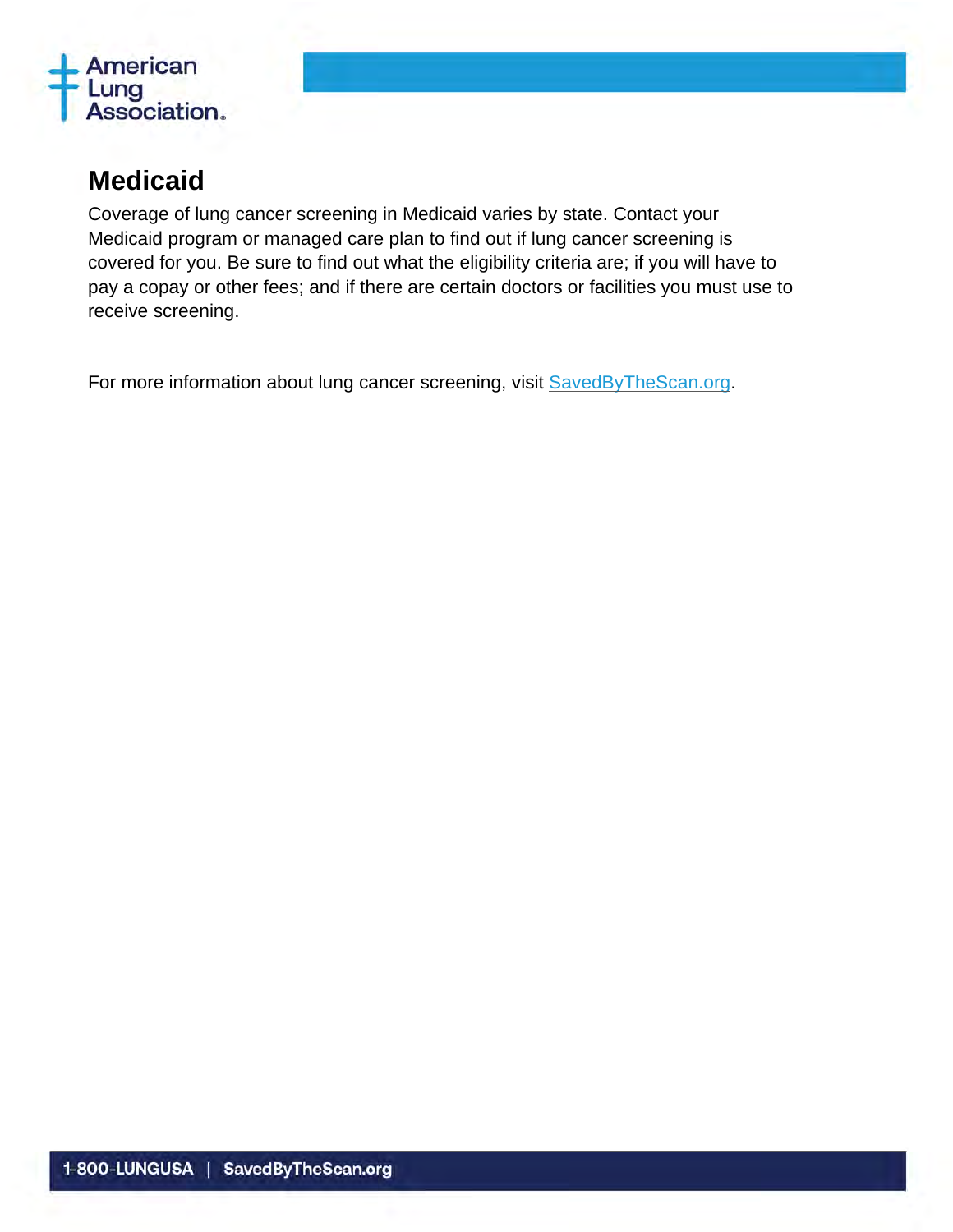## Medicaid

Coverage of lung cancer screening in Medicaid varies by state. Contact your Medicaid program or managed care plan to find out if lung cancer screening is covered for you. Be sure to find out what the eligibility criteria are; if you will have to pay a copay or other fees; and if there are certain doctors or facilities you must use to receive screening.

For more information about lung cancer screening, visit SavedByTheScan.org.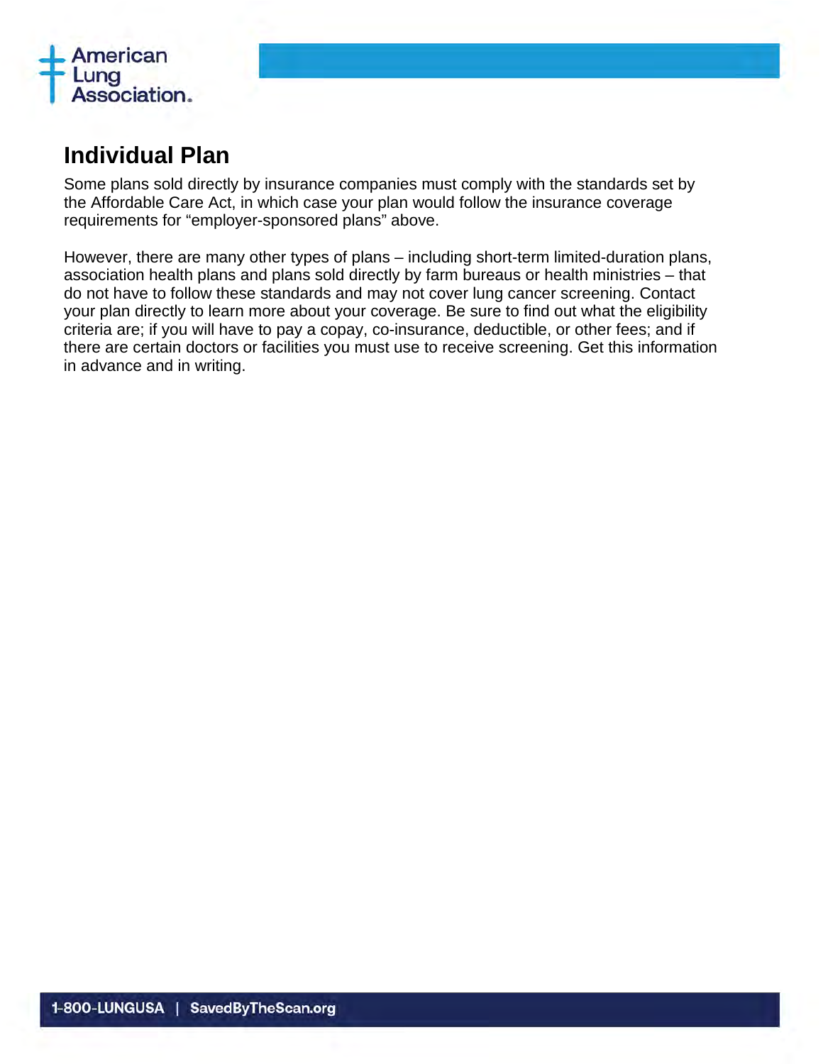## Individual Plan

Some plans sold directly by insurance companies must comply with the standards set by the Affordable Care Act, in which case your plan would follow the insurance coverage requirements for "employer-sponsored plans" above.

However, there are many other types of plans – including short-term limited-duration plans, association health plans and plans sold directly by farm bureaus or health ministries – that do not have to follow these standards and may not cover lung cancer screening. Contact your plan directly to learn more about your coverage. Be sure to find out what the eligibility criteria are; if you will have to pay a copay, co-insurance, deductible, or other fees; and if there are certain doctors or facilities you must use to receive screening. Get this information in advance and in writing.